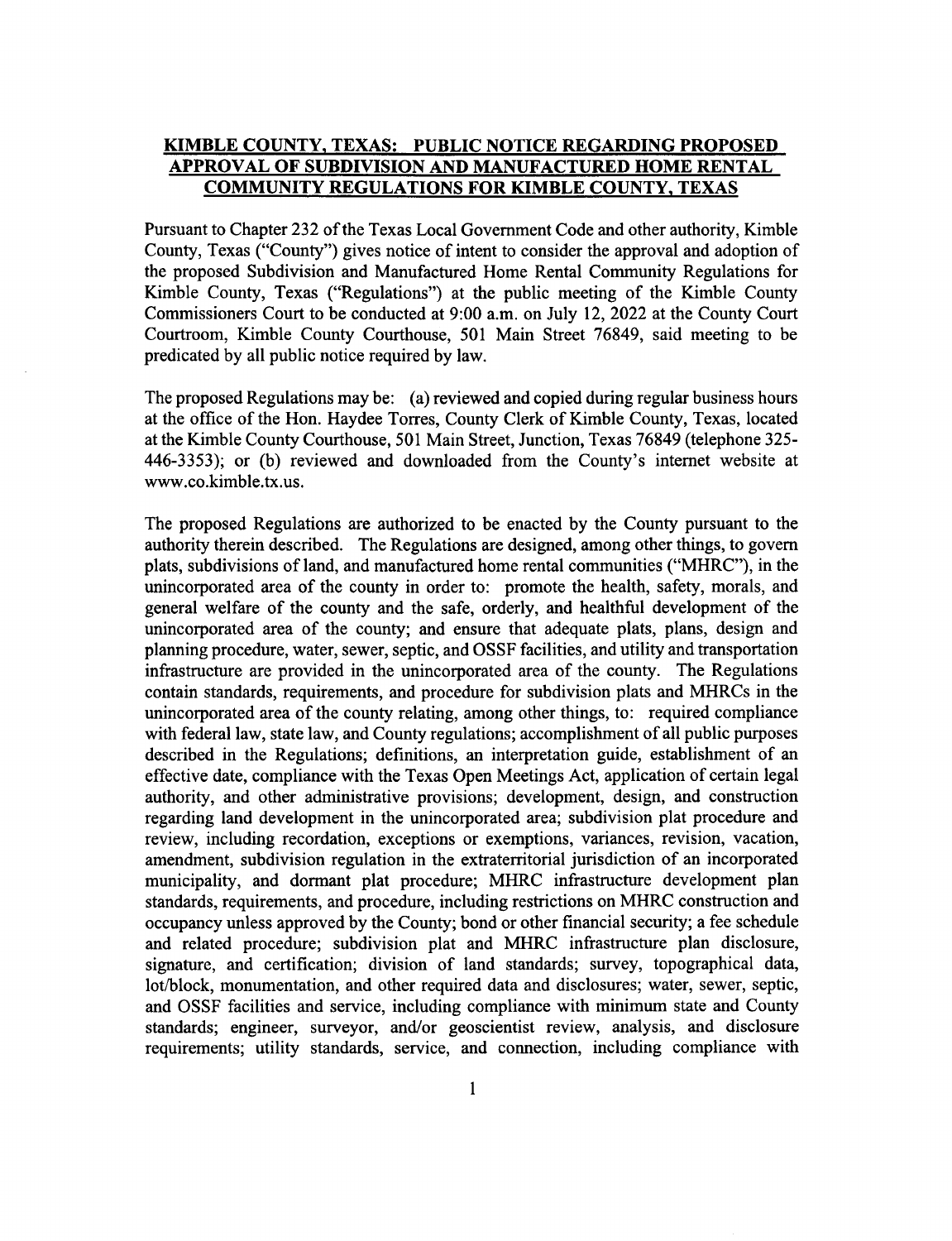# KIMBLE COUNTY, TEXAS: PUBLIC NOTICE REGARDING PROPOSED APPROVAL OF SUBDIVISION AND MANUFACTURED HOME RENTAL COMMUNITY REGULATIONS FOR KIMBLE COUNTY, TEXAS

Pursuant to Chapter 232 of the Texas Local Government Code and other authority, Kimble County, Texas ("County") gives notice of intent to consider the approval and adoption of the proposed Subdivision and Manufactured Home Rental Community Regulations for Kimble County, Texas ("Regulations") at the public meeting of the Kimble County Commissioners Court to be conducted at 9:00 a.m. on July 12, 2022 at the County Court Courtroom, Kimble County Courthouse, 501 Main Street 76849, said meeting to be predicated by all public notice required by law.

The proposed Regulations may be: (a) reviewed and copied during regular business hours at the office of the Hon. Haydee Torres, County Clerk of Kimble County, Texas, located at the Kimble County Courthouse, 501 Main Street, Junction, Texas 76849 (telephone 325-446-3353); or (b) reviewed and downloaded from the County's internet website at www.co.kimble.tx.us.

The proposed Regulations are authorized to be enacted by the County pursuant to the authority therein described. The Regulations are designed, among other things, to govern plats, subdivisions of land, and manufactured home rental communities ("MHRC"), in the unincorporated area of the county in order to: promote the health, safety, morals, and general welfare of the county and the safe, orderly, and healthful development of the unincorporated area of the county; and ensure that adequate plats, plans, design and planning procedure, water, sewer, septic, and OSSF facilities, and utility and transportation infrastructure are provided in the unincorporated area of the county. The Regulations contain standards, requirements, and procedure for subdivision plats and MHRCs in the unincorporated area of the county relating, among other things, to: required compliance with federal law, state law, and County regulations; accomplishment of all public purposes described in the Regulations; definitions, an interpretation guide, establishment of an effective date, compliance with the Texas Open Meetings Act, application of certain legal authority, and other administrative provisions; development, design, and construction regarding land development in the unincorporated area; subdivision plat procedure and review, including recordation, exceptions or exemptions, variances, revision, vacation, amendment, subdivision regulation in the extraterritorial jurisdiction of an incorporated municipality, and dormant plat procedure; MHRC infrastructure development plan standards, requirements, and procedure, including restrictions on MHRC construction and occupancy unless approved by the County; bond or other financial security; a fee schedule and related procedure; subdivision plat and MHRC infrastructure plan disclosure, signature, and certification; division of land standards; survey, topographical data, lot/block, monumentation, and other required data and disclosures; water, sewer, septic, and OSSF facilities and service, including compliance with minimum state and County standards; engineer, surveyor, and/or geoscientist review, analysis, and disclosure requirements; utility standards, service, and connection, including compliance with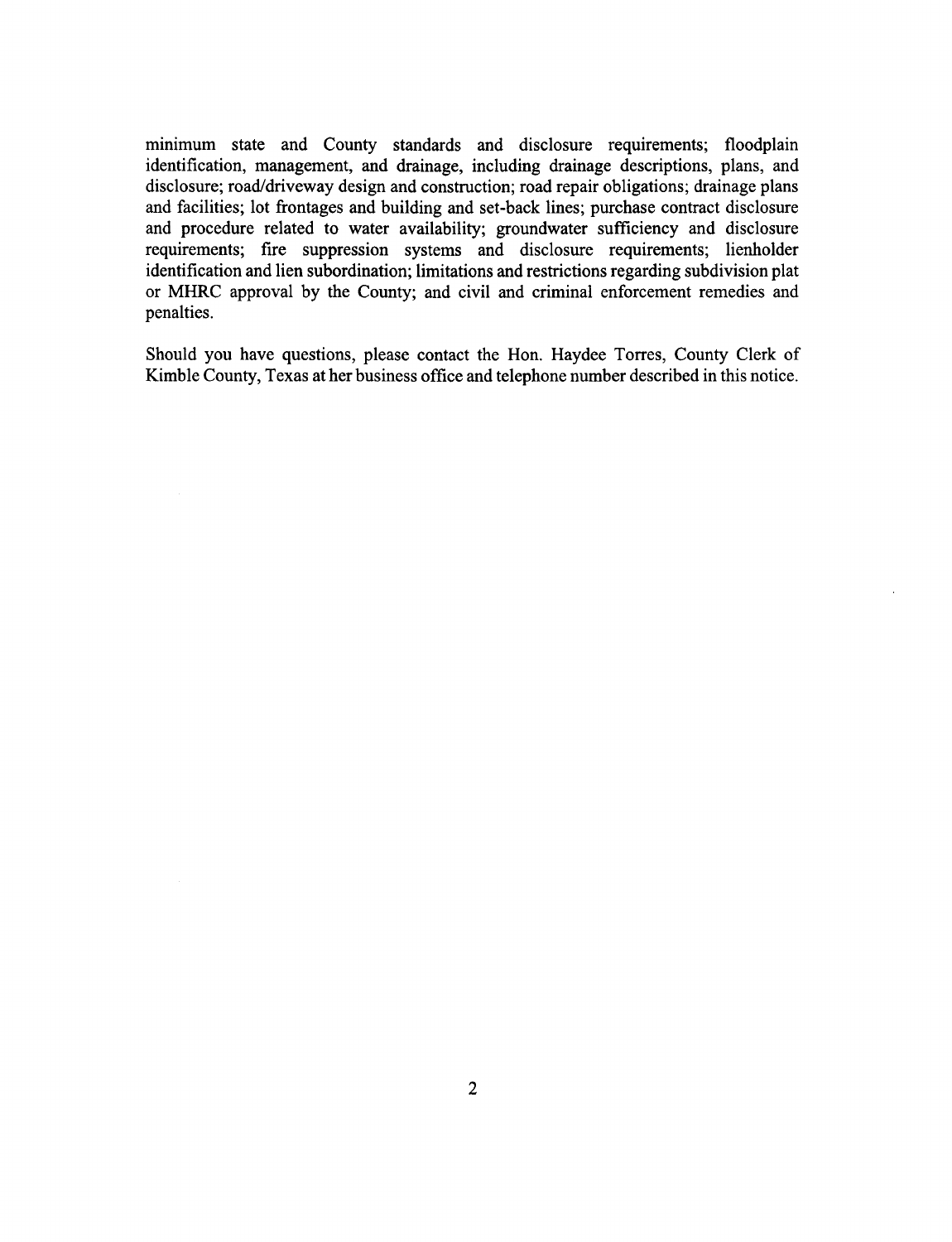minimum state and County standards and disclosure requirements; floodplain identification, management, and drainage, including drainage descriptions, plans, and disclosure; road/driveway design and construction; road repair obligations; drainage plans and facilities; lot frontages and building and set-back lines; purchase contract disclosure and procedure related to water availability; groundwater sufficiency and disclosure requirements; fire suppression systems and disclosure requirements; lienholder identification and lien subordination; limitations and restrictions regarding subdivision plat or MHRC approval by the County; and civil and criminal enforcement remedies and penalties.

Should you have questions, please contact the Hon. Haydee Torres, County Clerk of Kimble County, Texas at her business office and telephone number described in this notice.